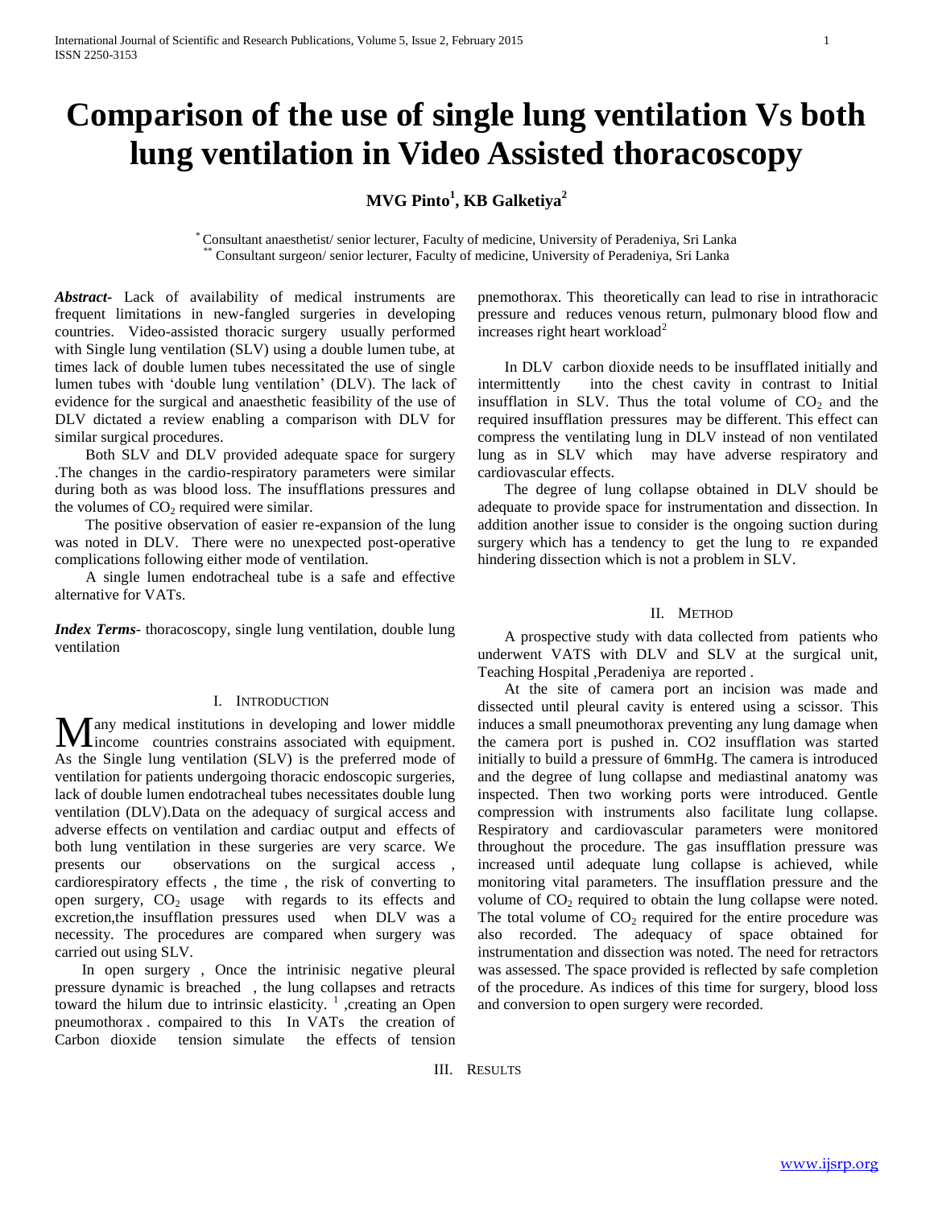# Comparison of the use of single lung ventilation Vs both lung ventilation in Video Assisted thoracoscopy

**MVG Pinto[1], KB Galketiya[2]**

[*] Consultant anaesthetist/ senior lecturer, Faculty of medicine, University of Peradeniya, Sri Lanka
[**] Consultant surgeon/ senior lecturer, Faculty of medicine, University of Peradeniya, Sri Lanka

***Abstract***- Lack of availability of medical instruments are frequent limitations in new-fangled surgeries in developing countries. Video-assisted thoracic surgery usually performed with Single lung ventilation (SLV) using a double lumen tube, at times lack of double lumen tubes necessitated the use of single lumen tubes with 'double lung ventilation' (DLV). The lack of evidence for the surgical and anaesthetic feasibility of the use of DLV dictated a review enabling a comparison with DLV for similar surgical procedures.

Both SLV and DLV provided adequate space for surgery .The changes in the cardio-respiratory parameters were similar during both as was blood loss. The insufflations pressures and the volumes of $CO_2$ required were similar.

The positive observation of easier re-expansion of the lung was noted in DLV. There were no unexpected post-operative complications following either mode of ventilation.

A single lumen endotracheal tube is a safe and effective alternative for VATs.

***Index Terms***- thoracoscopy, single lung ventilation, double lung ventilation

## I. Introduction

Many medical institutions in developing and lower middle income countries constrains associated with equipment. As the Single lung ventilation (SLV) is the preferred mode of ventilation for patients undergoing thoracic endoscopic surgeries, lack of double lumen endotracheal tubes necessitates double lung ventilation (DLV).Data on the adequacy of surgical access and adverse effects on ventilation and cardiac output and effects of both lung ventilation in these surgeries are very scarce. We presents our observations on the surgical access , cardiorespiratory effects , the time , the risk of converting to open surgery, $CO_2$ usage with regards to its effects and excretion,the insufflation pressures used when DLV was a necessity. The procedures are compared when surgery was carried out using SLV.

In open surgery , Once the intrinisic negative pleural pressure dynamic is breached , the lung collapses and retracts toward the hilum due to intrinsic elasticity. [1] ,creating an Open pneumothorax . compaired to this In VATs the creation of Carbon dioxide tension simulate the effects of tension pnemothorax. This theoretically can lead to rise in intrathoracic pressure and reduces venous return, pulmonary blood flow and increases right heart workload[2]

In DLV carbon dioxide needs to be insufflated initially and intermittently into the chest cavity in contrast to Initial insufflation in SLV. Thus the total volume of $CO_2$ and the required insufflation pressures may be different. This effect can compress the ventilating lung in DLV instead of non ventilated lung as in SLV which may have adverse respiratory and cardiovascular effects.

The degree of lung collapse obtained in DLV should be adequate to provide space for instrumentation and dissection. In addition another issue to consider is the ongoing suction during surgery which has a tendency to get the lung to re expanded hindering dissection which is not a problem in SLV.

## II. Method

A prospective study with data collected from patients who underwent VATS with DLV and SLV at the surgical unit, Teaching Hospital ,Peradeniya are reported .

At the site of camera port an incision was made and dissected until pleural cavity is entered using a scissor. This induces a small pneumothorax preventing any lung damage when the camera port is pushed in. CO2 insufflation was started initially to build a pressure of 6mmHg. The camera is introduced and the degree of lung collapse and mediastinal anatomy was inspected. Then two working ports were introduced. Gentle compression with instruments also facilitate lung collapse. Respiratory and cardiovascular parameters were monitored throughout the procedure. The gas insufflation pressure was increased until adequate lung collapse is achieved, while monitoring vital parameters. The insufflation pressure and the volume of $CO_2$ required to obtain the lung collapse were noted. The total volume of $CO_2$ required for the entire procedure was also recorded. The adequacy of space obtained for instrumentation and dissection was noted. The need for retractors was assessed. The space provided is reflected by safe completion of the procedure. As indices of this time for surgery, blood loss and conversion to open surgery were recorded.

## III. Results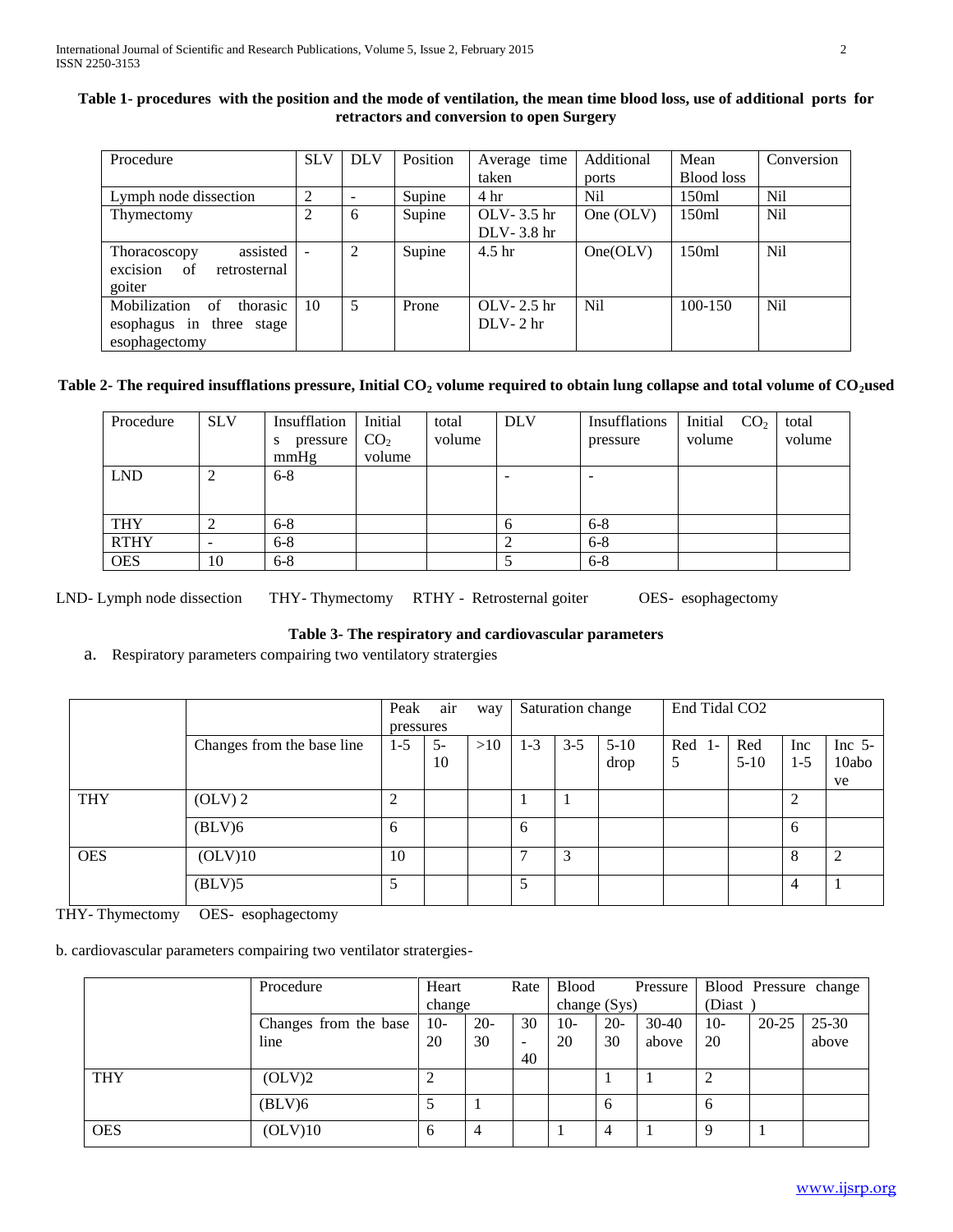**Table 1- procedures with the position and the mode of ventilation, the mean time blood loss, use of additional ports for retractors and conversion to open Surgery**

| Procedure | SLV | DLV | Position | Average time taken | Additional ports | Mean Blood loss | Conversion |
|---|---|---|---|---|---|---|---|
| Lymph node dissection | 2 | - | Supine | 4 hr | Nil | 150ml | Nil |
| Thymectomy | 2 | 6 | Supine | OLV- 3.5 hr DLV- 3.8 hr | One (OLV) | 150ml | Nil |
| Thoracoscopy assisted excision of retrosternal goiter | - | 2 | Supine | 4.5 hr | One(OLV) | 150ml | Nil |
| Mobilization of thorasic esophagus in three stage esophagectomy | 10 | 5 | Prone | OLV- 2.5 hr DLV- 2 hr | Nil | 100-150 | Nil |

**Table 2- The required insufflations pressure, Initial $CO_2$ volume required to obtain lung collapse and total volume of $CO_2$used**

| Procedure | SLV | Insufflations pressure mmHg | Initial $CO_2$ volume | total volume | DLV | Insufflations pressure | Initial $CO_2$ volume | total volume |
|---|---|---|---|---|---|---|---|---|
| LND | 2 | 6-8 | | | - | - | | |
| THY | 2 | 6-8 | | | 6 | 6-8 | | |
| RTHY | - | 6-8 | | | 2 | 6-8 | | |
| OES | 10 | 6-8 | | | 5 | 6-8 | | |

LND- Lymph node dissection THY- Thymectomy RTHY - Retrosternal goiter OES- esophagectomy

**Table 3- The respiratory and cardiovascular parameters**

a. Respiratory parameters compairing two ventilatory stratergies

| | | Peak air way pressures | | | Saturation change | | | End Tidal CO2 | | | |
|---|---|---|---|---|---|---|---|---|---|---|---|
| | Changes from the base line | 1-5 | 5-10 | >10 | 1-3 | 3-5 | 5-10 drop | Red 1-5 | Red 5-10 | Inc 1-5 | Inc 5-10above |
| THY | (OLV) 2 | 2 | | | 1 | 1 | | | | 2 | |
| | (BLV)6 | 6 | | | 6 | | | | | 6 | |
| OES | (OLV)10 | 10 | | | 7 | 3 | | | | 8 | 2 |
| | (BLV)5 | 5 | | | 5 | | | | | 4 | 1 |

THY- Thymectomy OES- esophagectomy

b. cardiovascular parameters compairing two ventilator stratergies-

| | Procedure | Heart Rate change | | | Blood Pressure change (Sys) | | | Blood Pressure change (Diast ) | | |
|---|---|---|---|---|---|---|---|---|---|---|
| | Changes from the base line | 10-20 | 20-30 | 30-40 | 10-20 | 20-30 | 30-40 above | 10-20 | 20-25 | 25-30 above |
| THY | (OLV)2 | 2 | | | | 1 | 1 | 2 | | |
| | (BLV)6 | 5 | 1 | | | 6 | | 6 | | |
| OES | (OLV)10 | 6 | 4 | | 1 | 4 | 1 | 9 | 1 | |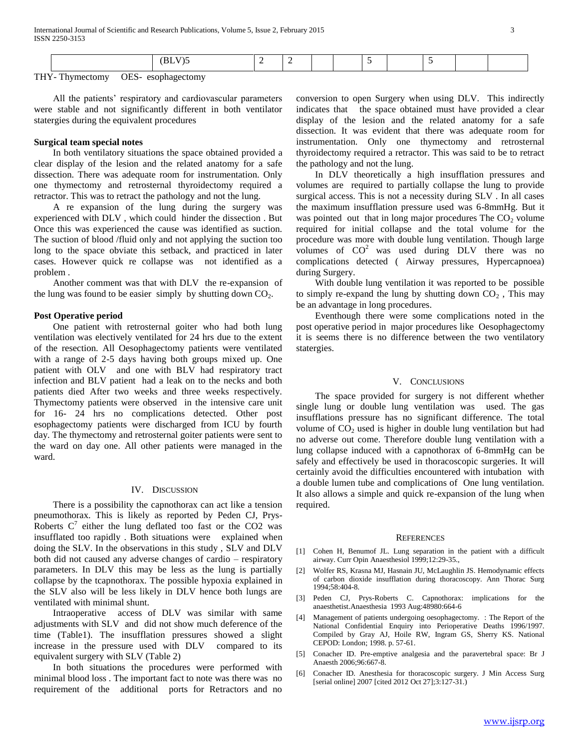| | (BLV)5 | 2 | 2 | | | 5 | | 5 | | |
|---|---|---|---|---|---|---|---|---|---|---|

THY- Thymectomy   OES- esophagectomy

All the patients' respiratory and cardiovascular parameters were stable and not significantly different in both ventilator statergies during the equivalent procedures

**Surgical team special notes**

In both ventilatory situations the space obtained provided a clear display of the lesion and the related anatomy for a safe dissection. There was adequate room for instrumentation. Only one thymectomy and retrosternal thyroidectomy required a retractor. This was to retract the pathology and not the lung.

A re expansion of the lung during the surgery was experienced with DLV , which could hinder the dissection . But Once this was experienced the cause was identified as suction. The suction of blood /fluid only and not applying the suction too long to the space obviate this setback, and practiced in later cases. However quick re collapse was not identified as a problem .

Another comment was that with DLV the re-expansion of the lung was found to be easier simply by shutting down $CO_2$.

**Post Operative period**

One patient with retrosternal goiter who had both lung ventilation was electively ventilated for 24 hrs due to the extent of the resection. All Oesophagectomy patients were ventilated with a range of 2-5 days having both groups mixed up. One patient with OLV and one with BLV had respiratory tract infection and BLV patient had a leak on to the necks and both patients died After two weeks and three weeks respectively. Thymectomy patients were observed in the intensive care unit for 16- 24 hrs no complications detected. Other post esophagectomy patients were discharged from ICU by fourth day. The thymectomy and retrosternal goiter patients were sent to the ward on day one. All other patients were managed in the ward.

## IV. Discussion

There is a possibility the capnothorax can act like a tension pneumothorax. This is likely as reported by Peden CJ, Prys-Roberts C[7] either the lung deflated too fast or the CO2 was insufflated too rapidly . Both situations were explained when doing the SLV. In the observations in this study , SLV and DLV both did not caused any adverse changes of cardio – respiratory parameters. In DLV this may be less as the lung is partially collapse by the tcapnothorax. The possible hypoxia explained in the SLV also will be less likely in DLV hence both lungs are ventilated with minimal shunt.

Intraoperative access of DLV was similar with same adjustments with SLV and did not show much deference of the time (Table1). The insufflation pressures showed a slight increase in the pressure used with DLV compared to its equivalent surgery with SLV (Table 2)

In both situations the procedures were performed with minimal blood loss . The important fact to note was there was no requirement of the additional ports for Retractors and no conversion to open Surgery when using DLV. This indirectly indicates that the space obtained must have provided a clear display of the lesion and the related anatomy for a safe dissection. It was evident that there was adequate room for instrumentation. Only one thymectomy and retrosternal thyroidectomy required a retractor. This was said to be to retract the pathology and not the lung.

In DLV theoretically a high insufflation pressures and volumes are required to partially collapse the lung to provide surgical access. This is not a necessity during SLV . In all cases the maximum insufflation pressure used was 6-8mmHg. But it was pointed out that in long major procedures The $CO_2$ volume required for initial collapse and the total volume for the procedure was more with double lung ventilation. Though large volumes of $CO^2$ was used during DLV there was no complications detected ( Airway pressures, Hypercapnoea) during Surgery.

With double lung ventilation it was reported to be possible to simply re-expand the lung by shutting down $CO_2$ , This may be an advantage in long procedures.

Eventhough there were some complications noted in the post operative period in major procedures like Oesophagectomy it is seems there is no difference between the two ventilatory statergies.

## V. Conclusions

The space provided for surgery is not different whether single lung or double lung ventilation was used. The gas insufflations pressure has no significant difference. The total volume of $CO_2$ used is higher in double lung ventilation but had no adverse out come. Therefore double lung ventilation with a lung collapse induced with a capnothorax of 6-8mmHg can be safely and effectively be used in thoracoscopic surgeries. It will certainly avoid the difficulties encountered with intubation with a double lumen tube and complications of One lung ventilation. It also allows a simple and quick re-expansion of the lung when required.

## References

[1] Cohen H, Benumof JL. Lung separation in the patient with a difficult airway. Curr Opin Anaesthesiol 1999;12:29-35.,

[2] Wolfer RS, Krasna MJ, Hasnain JU, McLaughlin JS. Hemodynamic effects of carbon dioxide insufflation during thoracoscopy. Ann Thorac Surg 1994;58:404-8.

[3] Peden CJ, Prys-Roberts C. Capnothorax: implications for the anaesthetist.Anaesthesia 1993 Aug:48980:664-6

[4] Management of patients undergoing oesophagectomy. : The Report of the National Confidential Enquiry into Perioperative Deaths 1996/1997. Compiled by Gray AJ, Hoile RW, Ingram GS, Sherry KS. National CEPOD: London; 1998. p. 57-61.

[5] Conacher ID. Pre-emptive analgesia and the paravertebral space: Br J Anaesth 2006;96:667-8.

[6] Conacher ID. Anesthesia for thoracoscopic surgery. J Min Access Surg [serial online] 2007 [cited 2012 Oct 27];3:127-31.)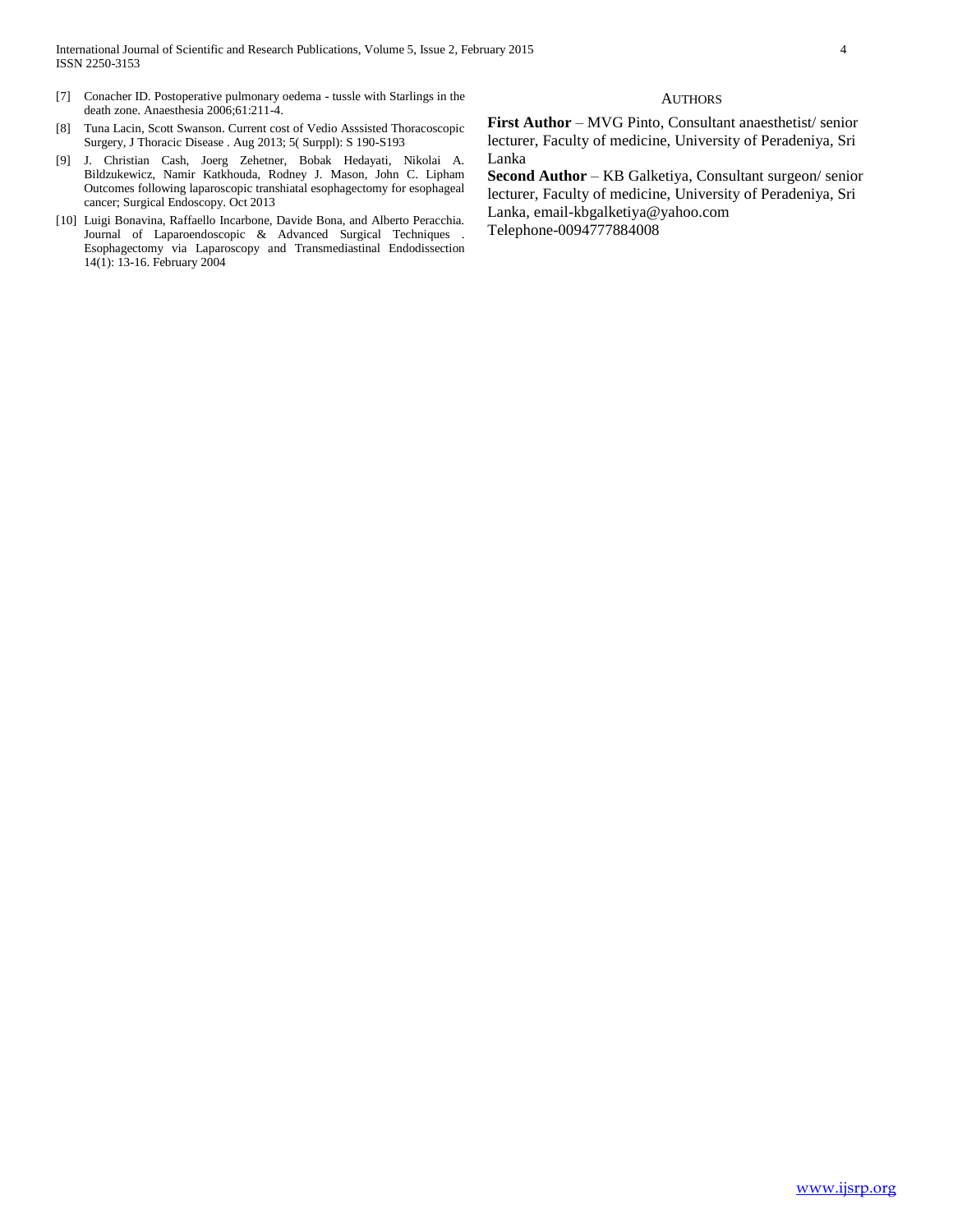[7] Conacher ID. Postoperative pulmonary oedema - tussle with Starlings in the death zone. Anaesthesia 2006;61:211-4.

[8] Tuna Lacin, Scott Swanson. Current cost of Vedio Asssisted Thoracoscopic Surgery, J Thoracic Disease . Aug 2013; 5( Surppl): S 190-S193

[9] J. Christian Cash, Joerg Zehetner, Bobak Hedayati, Nikolai A. Bildzukewicz, Namir Katkhouda, Rodney J. Mason, John C. Lipham Outcomes following laparoscopic transhiatal esophagectomy for esophageal cancer; Surgical Endoscopy. Oct 2013

[10] Luigi Bonavina, Raffaello Incarbone, Davide Bona, and Alberto Peracchia. Journal of Laparoendoscopic & Advanced Surgical Techniques . Esophagectomy via Laparoscopy and Transmediastinal Endodissection 14(1): 13-16. February 2004

## AUTHORS

**First Author** – MVG Pinto, Consultant anaesthetist/ senior lecturer, Faculty of medicine, University of Peradeniya, Sri Lanka

**Second Author** – KB Galketiya, Consultant surgeon/ senior lecturer, Faculty of medicine, University of Peradeniya, Sri Lanka, email-kbgalketiya@yahoo.com
Telephone-0094777884008